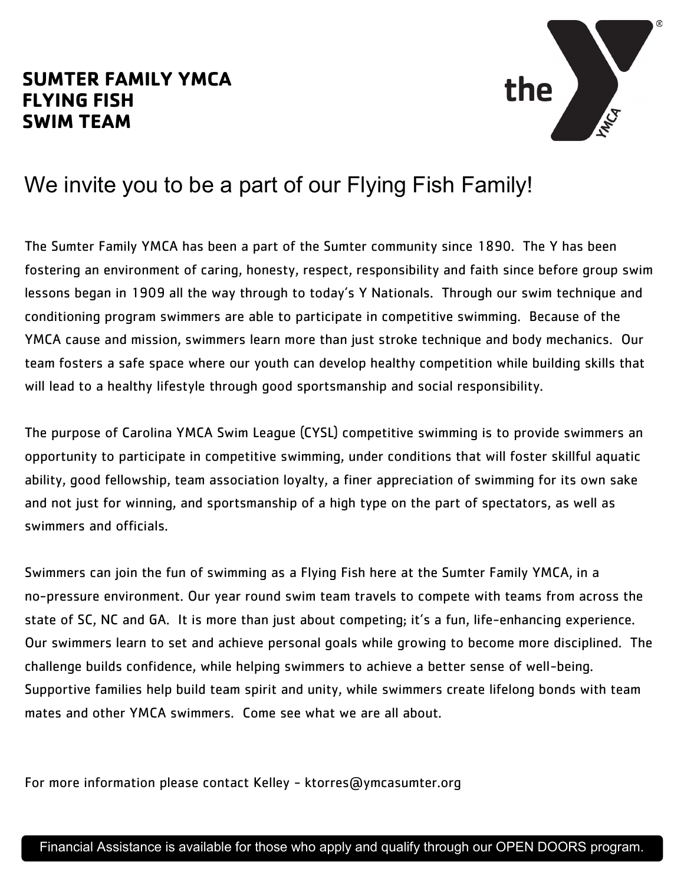# SUMTER FAMILY YMCA
# FLYING FISH
# SWIM TEAM

## We invite you to be a part of our Flying Fish Family!

The Sumter Family YMCA has been a part of the Sumter community since 1890. The Y has been fostering an environment of caring, honesty, respect, responsibility and faith since before group swim lessons began in 1909 all the way through to today's Y Nationals. Through our swim technique and conditioning program swimmers are able to participate in competitive swimming. Because of the YMCA cause and mission, swimmers learn more than just stroke technique and body mechanics. Our team fosters a safe space where our youth can develop healthy competition while building skills that will lead to a healthy lifestyle through good sportsmanship and social responsibility.

The purpose of Carolina YMCA Swim League (CYSL) competitive swimming is to provide swimmers an opportunity to participate in competitive swimming, under conditions that will foster skillful aquatic ability, good fellowship, team association loyalty, a finer appreciation of swimming for its own sake and not just for winning, and sportsmanship of a high type on the part of spectators, as well as swimmers and officials.

Swimmers can join the fun of swimming as a Flying Fish here at the Sumter Family YMCA, in a no-pressure environment. Our year round swim team travels to compete with teams from across the state of SC, NC and GA. It is more than just about competing; it's a fun, life-enhancing experience. Our swimmers learn to set and achieve personal goals while growing to become more disciplined. The challenge builds confidence, while helping swimmers to achieve a better sense of well-being. Supportive families help build team spirit and unity, while swimmers create lifelong bonds with team mates and other YMCA swimmers. Come see what we are all about.

For more information please contact Kelley - ktorres@ymcasumter.org

Financial Assistance is available for those who apply and qualify through our OPEN DOORS program.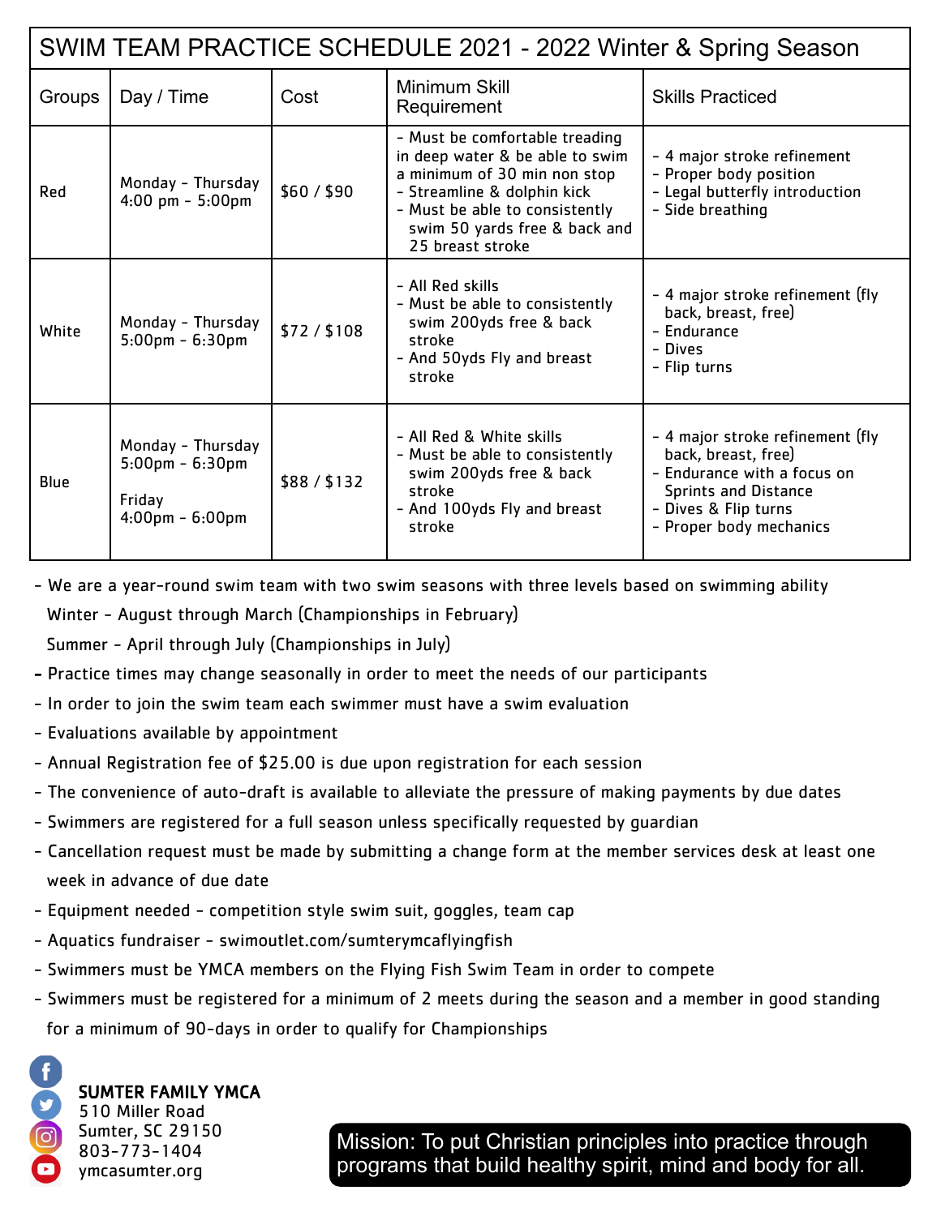# SWIM TEAM PRACTICE SCHEDULE 2021 - 2022 Winter & Spring Season

| Groups | Day / Time | Cost | Minimum Skill Requirement | Skills Practiced |
|---|---|---|---|---|
| Red | Monday - Thursday 4:00 pm - 5:00pm | $60 / $90 | - Must be comfortable treading in deep water & be able to swim a minimum of 30 min non stop<br>- Streamline & dolphin kick<br>- Must be able to consistently swim 50 yards free & back and 25 breast stroke | - 4 major stroke refinement<br>- Proper body position<br>- Legal butterfly introduction<br>- Side breathing |
| White | Monday - Thursday 5:00pm - 6:30pm | $72 / $108 | - All Red skills<br>- Must be able to consistently swim 200yds free & back stroke<br>- And 50yds Fly and breast stroke | - 4 major stroke refinement (fly back, breast, free)<br>- Endurance<br>- Dives<br>- Flip turns |
| Blue | Monday - Thursday 5:00pm - 6:30pm<br><br>Friday 4:00pm - 6:00pm | $88 / $132 | - All Red & White skills<br>- Must be able to consistently swim 200yds free & back stroke<br>- And 100yds Fly and breast stroke | - 4 major stroke refinement (fly back, breast, free)<br>- Endurance with a focus on Sprints and Distance<br>- Dives & Flip turns<br>- Proper body mechanics |

- We are a year-round swim team with two swim seasons with three levels based on swimming ability
  Winter - August through March (Championships in February)
  Summer - April through July (Championships in July)
- Practice times may change seasonally in order to meet the needs of our participants
- In order to join the swim team each swimmer must have a swim evaluation
- Evaluations available by appointment
- Annual Registration fee of $25.00 is due upon registration for each session
- The convenience of auto-draft is available to alleviate the pressure of making payments by due dates
- Swimmers are registered for a full season unless specifically requested by guardian
- Cancellation request must be made by submitting a change form at the member services desk at least one week in advance of due date
- Equipment needed - competition style swim suit, goggles, team cap
- Aquatics fundraiser - swimoutlet.com/sumterymcaflyingfish
- Swimmers must be YMCA members on the Flying Fish Swim Team in order to compete
- Swimmers must be registered for a minimum of 2 meets during the season and a member in good standing for a minimum of 90-days in order to qualify for Championships

**SUMTER FAMILY YMCA**
510 Miller Road
Sumter, SC 29150
803-773-1404
ymcasumter.org

Mission: To put Christian principles into practice through programs that build healthy spirit, mind and body for all.